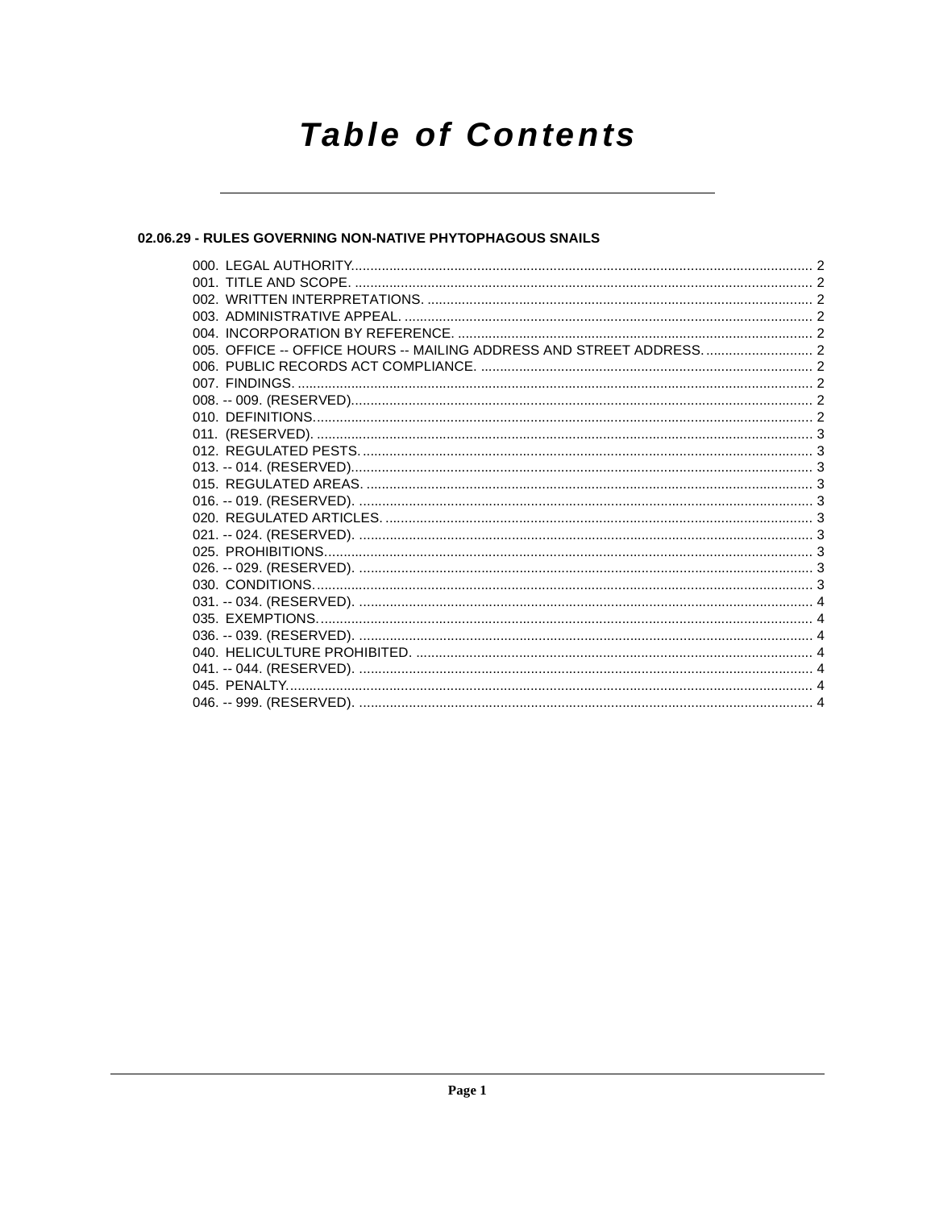# Table of Contents

## 02.06.29 - RULES GOVERNING NON-NATIVE PHYTOPHAGOUS SNAILS

000. LEGAL AUTHORITY. 2
001. TITLE AND SCOPE. 2
002. WRITTEN INTERPRETATIONS. 2
003. ADMINISTRATIVE APPEAL. 2
004. INCORPORATION BY REFERENCE. 2
005. OFFICE -- OFFICE HOURS -- MAILING ADDRESS AND STREET ADDRESS. 2
006. PUBLIC RECORDS ACT COMPLIANCE. 2
007. FINDINGS. 2
008. -- 009. (RESERVED). 2
010. DEFINITIONS. 2
011. (RESERVED). 3
012. REGULATED PESTS. 3
013. -- 014. (RESERVED). 3
015. REGULATED AREAS. 3
016. -- 019. (RESERVED). 3
020. REGULATED ARTICLES. 3
021. -- 024. (RESERVED). 3
025. PROHIBITIONS. 3
026. -- 029. (RESERVED). 3
030. CONDITIONS. 3
031. -- 034. (RESERVED). 4
035. EXEMPTIONS. 4
036. -- 039. (RESERVED). 4
040. HELICULTURE PROHIBITED. 4
041. -- 044. (RESERVED). 4
045. PENALTY. 4
046. -- 999. (RESERVED). 4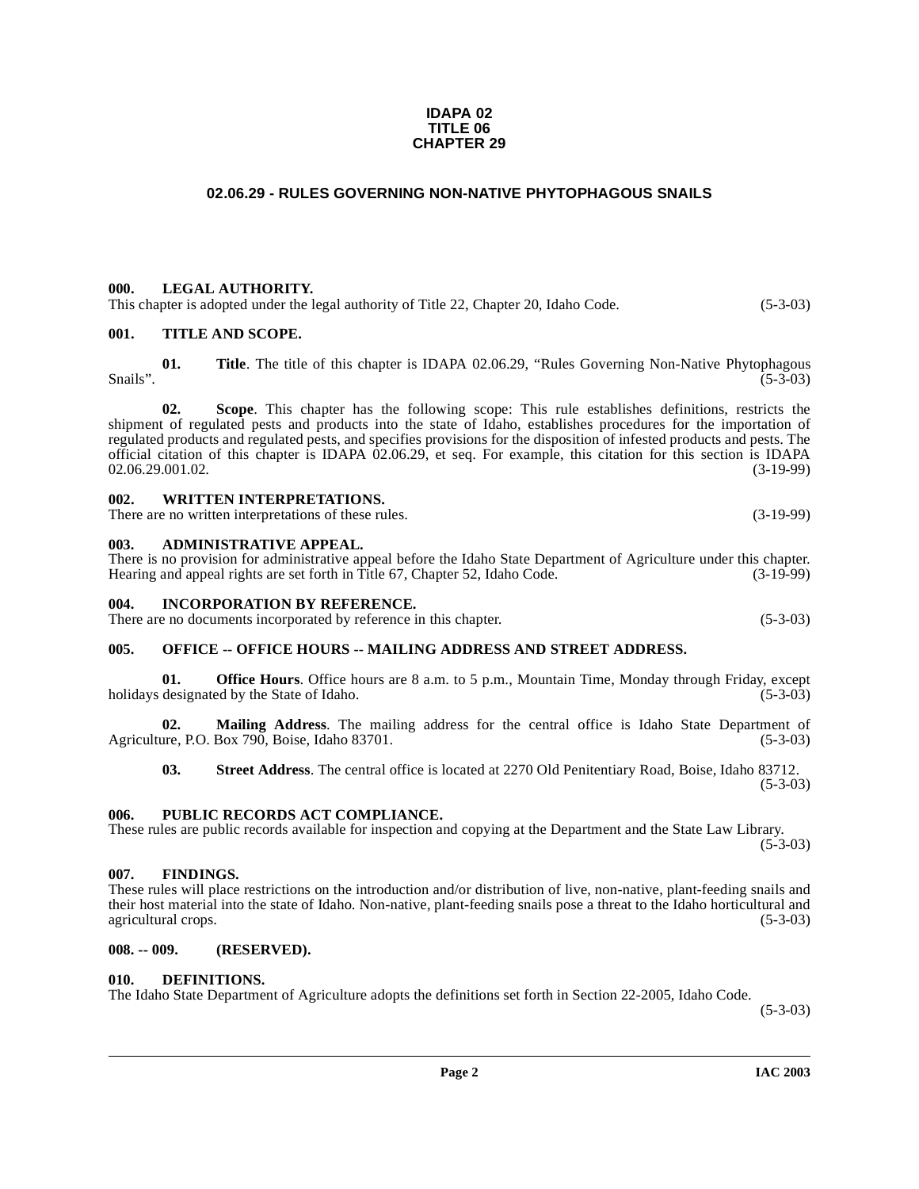**IDAPA 02**
**TITLE 06**
**CHAPTER 29**

## 02.06.29 - RULES GOVERNING NON-NATIVE PHYTOPHAGOUS SNAILS

### 000. LEGAL AUTHORITY.

This chapter is adopted under the legal authority of Title 22, Chapter 20, Idaho Code. (5-3-03)

### 001. TITLE AND SCOPE.

**01. Title**. The title of this chapter is IDAPA 02.06.29, "Rules Governing Non-Native Phytophagous Snails". (5-3-03)

**02. Scope**. This chapter has the following scope: This rule establishes definitions, restricts the shipment of regulated pests and products into the state of Idaho, establishes procedures for the importation of regulated products and regulated pests, and specifies provisions for the disposition of infested products and pests. The official citation of this chapter is IDAPA 02.06.29, et seq. For example, this citation for this section is IDAPA 02.06.29.001.02. (3-19-99)

### 002. WRITTEN INTERPRETATIONS.

There are no written interpretations of these rules. (3-19-99)

### 003. ADMINISTRATIVE APPEAL.

There is no provision for administrative appeal before the Idaho State Department of Agriculture under this chapter. Hearing and appeal rights are set forth in Title 67, Chapter 52, Idaho Code. (3-19-99)

### 004. INCORPORATION BY REFERENCE.

There are no documents incorporated by reference in this chapter. (5-3-03)

### 005. OFFICE -- OFFICE HOURS -- MAILING ADDRESS AND STREET ADDRESS.

**01. Office Hours**. Office hours are 8 a.m. to 5 p.m., Mountain Time, Monday through Friday, except holidays designated by the State of Idaho. (5-3-03)

**02. Mailing Address**. The mailing address for the central office is Idaho State Department of Agriculture, P.O. Box 790, Boise, Idaho 83701. (5-3-03)

**03. Street Address**. The central office is located at 2270 Old Penitentiary Road, Boise, Idaho 83712. (5-3-03)

### 006. PUBLIC RECORDS ACT COMPLIANCE.

These rules are public records available for inspection and copying at the Department and the State Law Library. (5-3-03)

### 007. FINDINGS.

These rules will place restrictions on the introduction and/or distribution of live, non-native, plant-feeding snails and their host material into the state of Idaho. Non-native, plant-feeding snails pose a threat to the Idaho horticultural and agricultural crops. (5-3-03)

### 008. -- 009. (RESERVED).

### 010. DEFINITIONS.

The Idaho State Department of Agriculture adopts the definitions set forth in Section 22-2005, Idaho Code. (5-3-03)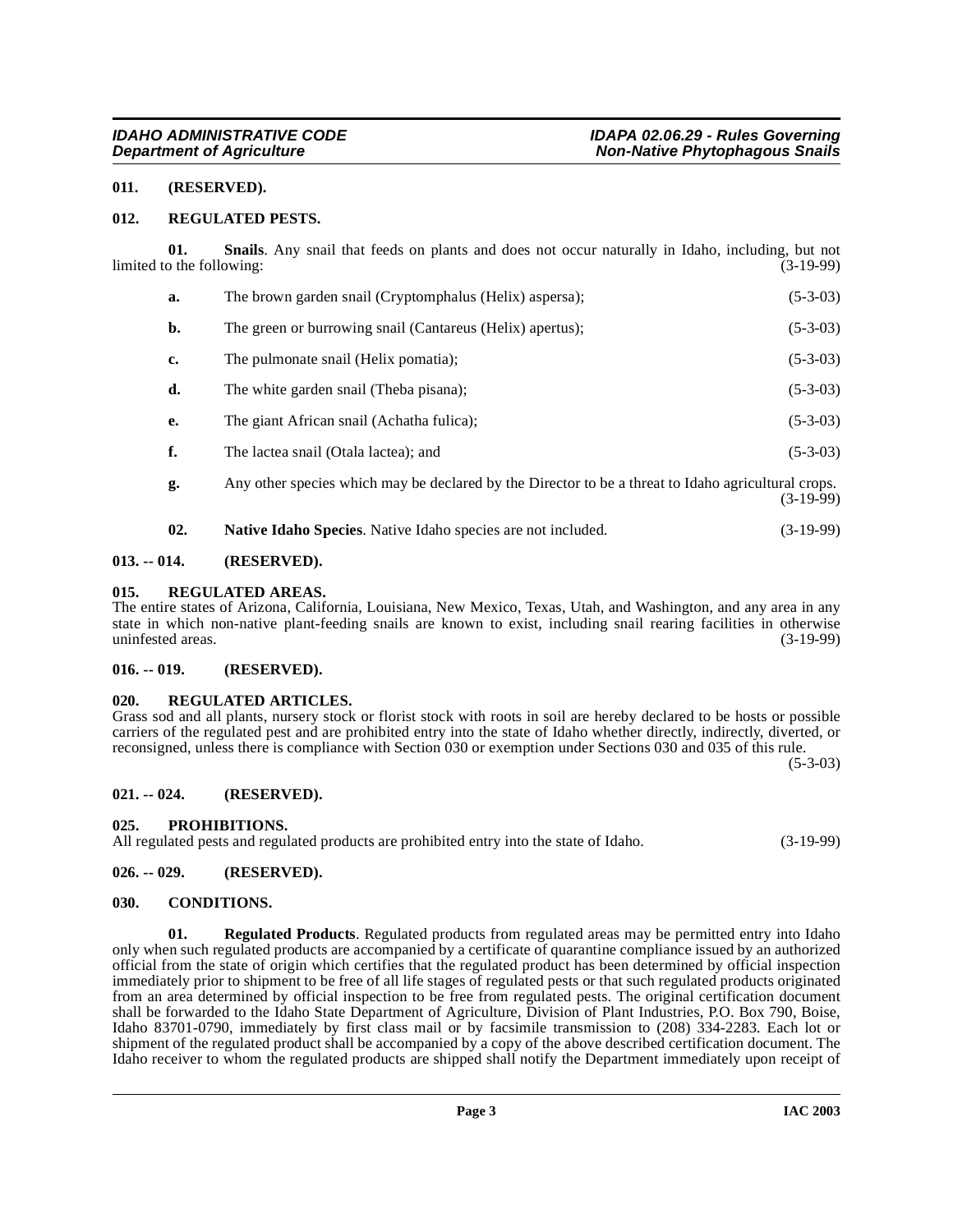### 011. (RESERVED).

### 012. REGULATED PESTS.

**01. Snails**. Any snail that feeds on plants and does not occur naturally in Idaho, including, but not limited to the following: (3-19-99)

**a.** The brown garden snail (Cryptomphalus (Helix) aspersa); (5-3-03)

**b.** The green or burrowing snail (Cantareus (Helix) apertus); (5-3-03)

**c.** The pulmonate snail (Helix pomatia); (5-3-03)

**d.** The white garden snail (Theba pisana); (5-3-03)

**e.** The giant African snail (Achatha fulica); (5-3-03)

**f.** The lactea snail (Otala lactea); and (5-3-03)

**g.** Any other species which may be declared by the Director to be a threat to Idaho agricultural crops. (3-19-99)

**02. Native Idaho Species**. Native Idaho species are not included. (3-19-99)

### 013. -- 014. (RESERVED).

### 015. REGULATED AREAS.

The entire states of Arizona, California, Louisiana, New Mexico, Texas, Utah, and Washington, and any area in any state in which non-native plant-feeding snails are known to exist, including snail rearing facilities in otherwise uninfested areas. (3-19-99)

### 016. -- 019. (RESERVED).

### 020. REGULATED ARTICLES.

Grass sod and all plants, nursery stock or florist stock with roots in soil are hereby declared to be hosts or possible carriers of the regulated pest and are prohibited entry into the state of Idaho whether directly, indirectly, diverted, or reconsigned, unless there is compliance with Section 030 or exemption under Sections 030 and 035 of this rule. (5-3-03)

### 021. -- 024. (RESERVED).

### 025. PROHIBITIONS.

All regulated pests and regulated products are prohibited entry into the state of Idaho. (3-19-99)

### 026. -- 029. (RESERVED).

### 030. CONDITIONS.

**01. Regulated Products**. Regulated products from regulated areas may be permitted entry into Idaho only when such regulated products are accompanied by a certificate of quarantine compliance issued by an authorized official from the state of origin which certifies that the regulated product has been determined by official inspection immediately prior to shipment to be free of all life stages of regulated pests or that such regulated products originated from an area determined by official inspection to be free from regulated pests. The original certification document shall be forwarded to the Idaho State Department of Agriculture, Division of Plant Industries, P.O. Box 790, Boise, Idaho 83701-0790, immediately by first class mail or by facsimile transmission to (208) 334-2283. Each lot or shipment of the regulated product shall be accompanied by a copy of the above described certification document. The Idaho receiver to whom the regulated products are shipped shall notify the Department immediately upon receipt of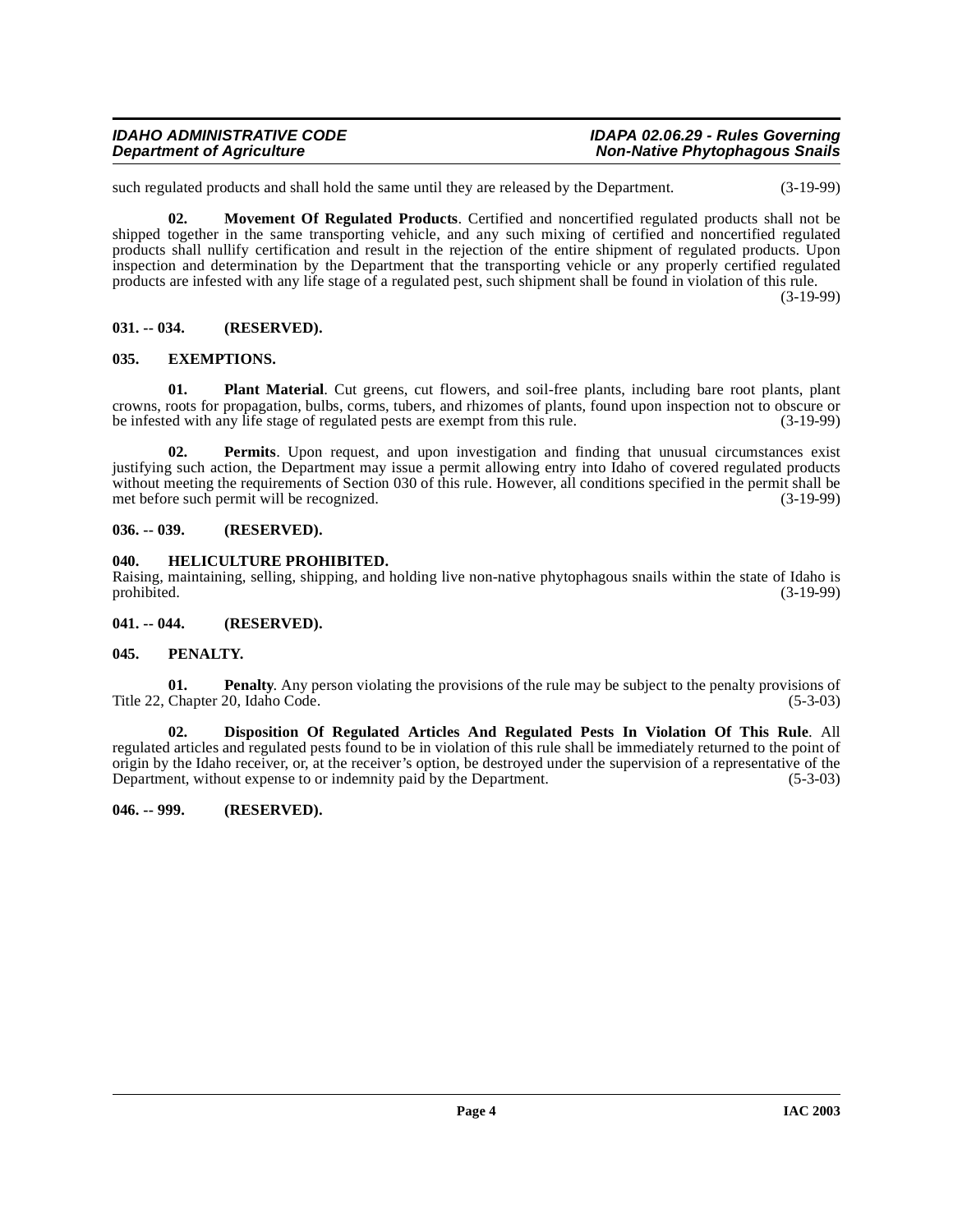such regulated products and shall hold the same until they are released by the Department. (3-19-99)

**02. Movement Of Regulated Products**. Certified and noncertified regulated products shall not be shipped together in the same transporting vehicle, and any such mixing of certified and noncertified regulated products shall nullify certification and result in the rejection of the entire shipment of regulated products. Upon inspection and determination by the Department that the transporting vehicle or any properly certified regulated products are infested with any life stage of a regulated pest, such shipment shall be found in violation of this rule. (3-19-99)

### 031. -- 034. (RESERVED).

### 035. EXEMPTIONS.

**01. Plant Material**. Cut greens, cut flowers, and soil-free plants, including bare root plants, plant crowns, roots for propagation, bulbs, corms, tubers, and rhizomes of plants, found upon inspection not to obscure or be infested with any life stage of regulated pests are exempt from this rule. (3-19-99)

**02. Permits**. Upon request, and upon investigation and finding that unusual circumstances exist justifying such action, the Department may issue a permit allowing entry into Idaho of covered regulated products without meeting the requirements of Section 030 of this rule. However, all conditions specified in the permit shall be met before such permit will be recognized. (3-19-99)

### 036. -- 039. (RESERVED).

### 040. HELICULTURE PROHIBITED.

Raising, maintaining, selling, shipping, and holding live non-native phytophagous snails within the state of Idaho is prohibited. (3-19-99)

### 041. -- 044. (RESERVED).

### 045. PENALTY.

**01. Penalty**. Any person violating the provisions of the rule may be subject to the penalty provisions of Title 22, Chapter 20, Idaho Code. (5-3-03)

**02. Disposition Of Regulated Articles And Regulated Pests In Violation Of This Rule**. All regulated articles and regulated pests found to be in violation of this rule shall be immediately returned to the point of origin by the Idaho receiver, or, at the receiver's option, be destroyed under the supervision of a representative of the Department, without expense to or indemnity paid by the Department. (5-3-03)

### 046. -- 999. (RESERVED).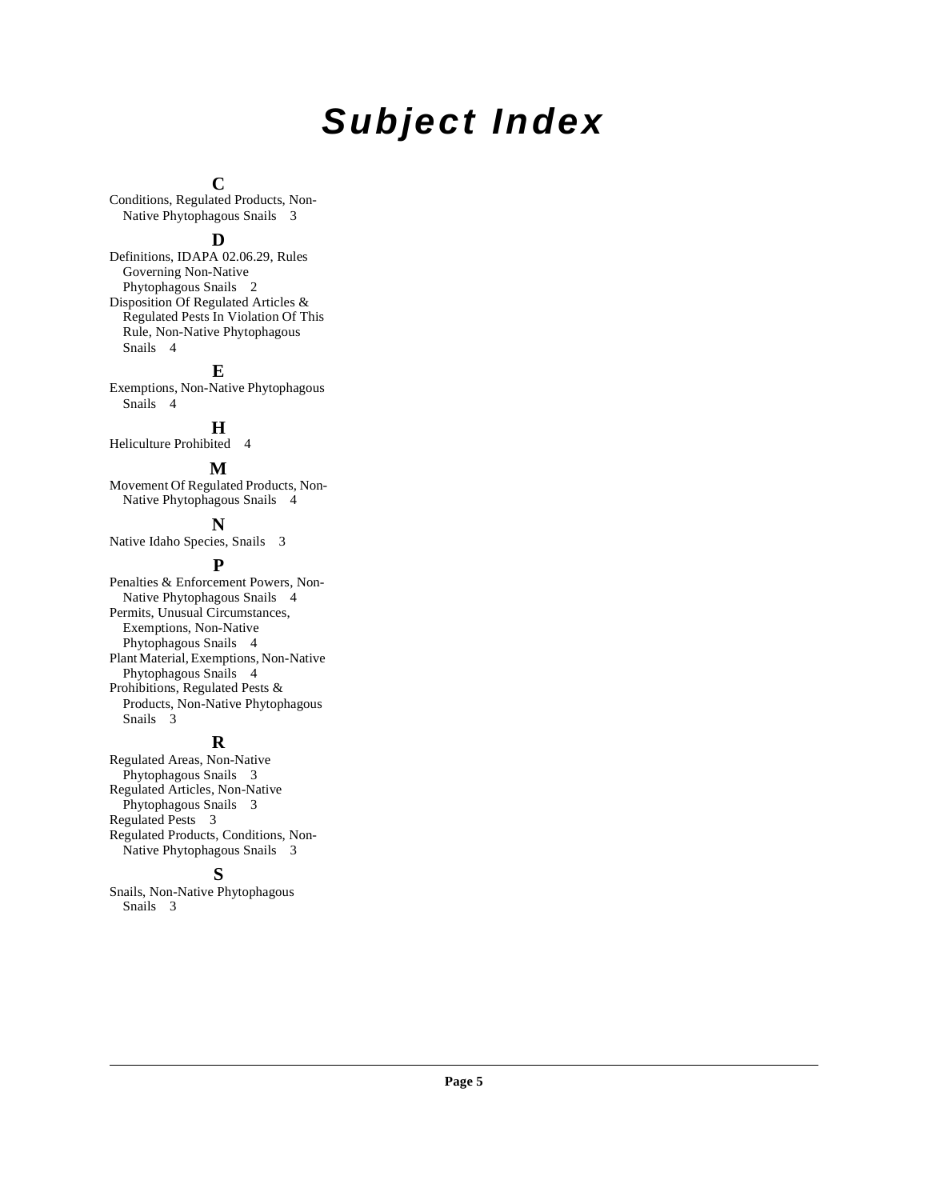# Subject Index

**C**

Conditions, Regulated Products, Non-Native Phytophagous Snails 3

**D**

Definitions, IDAPA 02.06.29, Rules Governing Non-Native Phytophagous Snails 2

Disposition Of Regulated Articles & Regulated Pests In Violation Of This Rule, Non-Native Phytophagous Snails 4

**E**

Exemptions, Non-Native Phytophagous Snails 4

**H**

Heliculture Prohibited 4

**M**

Movement Of Regulated Products, Non-Native Phytophagous Snails 4

**N**

Native Idaho Species, Snails 3

**P**

Penalties & Enforcement Powers, Non-Native Phytophagous Snails 4

Permits, Unusual Circumstances, Exemptions, Non-Native Phytophagous Snails 4

Plant Material, Exemptions, Non-Native Phytophagous Snails 4

Prohibitions, Regulated Pests & Products, Non-Native Phytophagous Snails 3

**R**

Regulated Areas, Non-Native Phytophagous Snails 3

Regulated Articles, Non-Native Phytophagous Snails 3

Regulated Pests 3

Regulated Products, Conditions, Non-Native Phytophagous Snails 3

**S**

Snails, Non-Native Phytophagous Snails 3